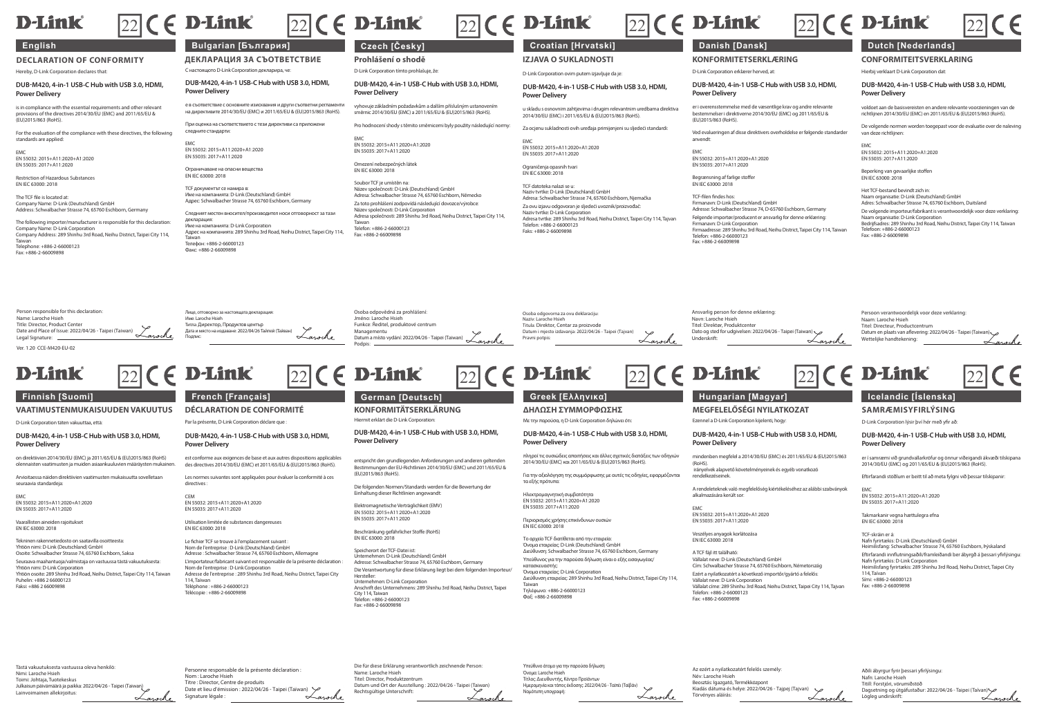D-Link 22 CE

## English

### DECLARATION OF CONFORMITY

Hereby, D-Link Corporation declares that:

**DUB-M420, 4-in-1 USB-C Hub with USB 3.0, HDMI, Power Delivery**

is in compliance with the essential requirements and other relevant provisions of the directives 2014/30/EU (EMC) and 2011/65/EU & (EU)2015/863 (RoHS).

For the evaluation of the compliance with these directives, the following standards are applied:

EMC
EN 55032: 2015+A11:2020+A1:2020
EN 55035: 2017+A11:2020

Restriction of Hazardous Substances
EN IEC 63000: 2018

The TCF file is located at:
Company Name: D-Link (Deutschland) GmbH
Address: Schwalbacher Strasse 74, 65760 Eschborn, Germany

The following importer/manufacturer is responsible for this declaration:
Company Name: D-Link Corporation
Company Address: 289 Shinhu 3rd Road, Neihu District, Taipei City 114, Taiwan
Telephone: +886-2-66000123
Fax: +886-2-66009898

Person responsible for this declaration:
Name: Laroche Hsieh
Title: Director, Product Center
Date and Place of Issue: 2022/04/26 - Taipei (Taiwan)
Legal Signature:

Ver. 1.20 CCE-M420-EU-02

D-Link 22 CE

## Bulgarian [България]

### ДЕКЛАРАЦИЯ ЗА СЪОТВЕТСТВИЕ

С настоящото D-Link Corporation декларира, че:

**DUB-M420, 4-in-1 USB-C Hub with USB 3.0, HDMI, Power Delivery**

е в съответствие с основните изисквания и други съответни регламенти на директивите 2014/30/EU (EMC) и 2011/65/EU & (EU)2015/863 (RoHS).

При оценка на съответствието с тези директиви са приложени следните стандарти:

EMC
EN 55032: 2015+A11:2020+A1:2020
EN 55035: 2017+A11:2020

Ограничаване на опасни вещества
EN IEC 63000: 2018

TCF документът се намира в:
Име на компанията: D-Link (Deutschland) GmbH
Адрес: Schwalbacher Strasse 74, 65760 Eschborn, Germany

Следният местен вносител/производител носи отговорност за тази декларация:
Име на компанията: D-Link Corporation
Адрес на компанията: 289 Shinhu 3rd Road, Neihu District, Taipei City 114, Taiwan
Телефон: +886-2-66000123
Факс: +886-2-66009898

Лице, отговорно за настоящата декларация:
Име: Laroche Hsieh
Титла: Директор, Продуктов център
Дата и място на издаване: 2022/04/26 Тайпей (Тайван)
Подпис:

D-Link 22 CE

## Czech [Česky]

### Prohlášení o shodě

D-Link Corporation tímto prohlašuje, že:

**DUB-M420, 4-in-1 USB-C Hub with USB 3.0, HDMI, Power Delivery**

vyhovuje základním požadavkům a dalším příslušným ustanovením směrnic 2014/30/EU (EMC) a 2011/65/EU & (EU)2015/863 (RoHS).

Pro hodnocení shody s těmito směrnicemi byly použity následující normy:

EMC
EN 55032: 2015+A11:2020+A1:2020
EN 55035: 2017+A11:2020

Omezení nebezpečných látek
EN IEC 63000: 2018

Soubor TCF je umístěn na:
Název společnosti: D-Link (Deutschland) GmbH
Adresa: Schwalbacher Strasse 74, 65760 Eschborn, Německo

Za toto prohlášení zodpovídá následující dovozce/výrobce:
Název společnosti: D-Link Corporation
Adresa společnosti: 289 Shinhu 3rd Road, Neihu District, Taipei City 114, Taiwan
Telefon: +886-2-66000123
Fax: +886-2-66009898

Osoba odpovědná za prohlášení:
Jméno: Laroche Hsieh
Funkce: Ředitel, produktové centrum Managementu
Datum a místo vydání: 2022/04/26 - Taipei (Taiwan)
Podpis:

D-Link 22 CE

## Croatian [Hrvatski]

### IZJAVA O SUKLADNOSTI

D-Link Corporation ovim putem izjavljuje da je:

**DUB-M420, 4-in-1 USB-C Hub with USB 3.0, HDMI, Power Delivery**

u skladu s osnovnim zahtjevima i drugim relevantnim uredbama direktiva 2014/30/EU (EMC) i 2011/65/EU & (EU)2015/863 (RoHS).

Za ocjenu sukladnosti ovih uređaja primijenjeni su sljedeći standardi:

EMC
EN 55032: 2015+A11:2020+A1:2020
EN 55035: 2017+A11:2020

Ograničenja opasnih tvari
EN IEC 63000: 2018

TCF datoteka nalazi se u:
Naziv tvrtke: D-Link (Deutschland) GmbH
Adresa: Schwalbacher Strasse 74, 65760 Eschborn, Njemačka

Za ovu izjavu odgovoran je sljedeći uvoznik/proizvođač:
Naziv tvrtke: D-Link Corporation
Adresa tvrtke: 289 Shinhu 3rd Road, Neihu District, Taipei City 114, Tajvan
Telefon: +886-2-66000123
Faks: +886-2-66009898

Osoba odgovorna za ovu deklaraciju:
Naziv: Laroche Hsieh
Titula: Direktor, Centar za proizvode
Datum i mjesto izdavanja: 2022/04/26 - Taipei (Tajvan)
Pravni potpis:

D-Link 22 CE

## Danish [Dansk]

### KONFORMITETSERKLÆRING

D-Link Corporation erklærer herved, at:

**DUB-M420, 4-in-1 USB-C Hub with USB 3.0, HDMI, Power Delivery**

er i overensstemmelse med de væsentlige krav og andre relevante bestemmelser i direktiverne 2014/30/EU (EMC) og 2011/65/EU & (EU)2015/863 (RoHS).

Ved evalueringen af disse direktivers overholdelse er følgende standarder anvendt:

EMC
EN 55032: 2015+A11:2020+A1:2020
EN 55035: 2017+A11:2020

Begrænsning af farlige stoffer
EN IEC 63000: 2018

TCF-filen findes hos:
Firmanavn: D-Link (Deutschland) GmbH
Adresse: Schwalbacher Strasse 74, D-65760 Eschborn, Germany

Følgende importør/producent er ansvarlig for denne erklæring:
Firmanavn: D-Link Corporation
Firmaadresse: 289 Shinhu 3rd Road, Neihu District, Taipei City 114, Taiwan
Telefon: +886-2-66000123
Fax: +886-2-66009898

Ansvarlig person for denne erklæring:
Navn: Laroche Hsieh
Titel: Direktør, Produktcenter
Dato og sted for udgivelsen: 2022/04/26 - Taipei (Taiwan)
Underskrift:

D-Link 22 CE

## Dutch [Nederlands]

### CONFORMITEITSVERKLARING

Hierbij verklaart D-Link Corporation dat:

**DUB-M420, 4-in-1 USB-C Hub with USB 3.0, HDMI, Power Delivery**

voldoet aan de basisvereisten en andere relevante voorzieningen van de richtlijnen 2014/30/EU (EMC) en 2011/65/EU & (EU)2015/863 (RoHS).

De volgende normen worden toegepast voor de evaluatie over de naleving van deze richtlijnen:

EMC
EN 55032: 2015+A11:2020+A1:2020
EN 55035: 2017+A11:2020

Beperking van gevaarlijke stoffen
EN IEC 63000: 2018

Het TCF-bestand bevindt zich in:
Naam organisatie: D-Link (Deutschland) GmbH
Adres: Schwalbacher Strasse 74, 65760 Eschborn, Duitsland

De volgende importeur/fabrikant is verantwoordelijk voor deze verklaring:
Naam organisatie: D-Link Corporation
Bedrijfsadres: 289 Shinhu 3rd Road, Neihu District, Taipei City 114, Taiwan
Telefoon: +886-2-66000123
Fax: +886-2-66009898

Persoon verantwoordelijk voor deze verklaring:
Naam: Laroche Hsieh
Titel: Directeur, Productcentrum
Datum en plaats van aflevering: 2022/04/26 - Taipei (Taiwan)
Wettelijke handtekening:

D-Link 22 CE

## Finnish [Suomi]

### VAATIMUSTENMUKAISUUDEN VAKUUTUS

D-Link Corporation täten vakuuttaa, että:

**DUB-M420, 4-in-1 USB-C Hub with USB 3.0, HDMI, Power Delivery**

on direktiivien 2014/30/EU (EMC) ja 2011/65/EU & (EU)2015/863 (RoHS) olennaisten vaatimusten ja muiden asiaankuuluvien määräysten mukainen.

Arvioitaessa näiden direktiivien vaatimusten mukaisuutta sovelletaan seuraavia standardeja:

EMC
EN 55032: 2015+A11:2020+A1:2020
EN 55035: 2017+A11:2020

Vaarallisten aineiden rajoitukset
EN IEC 63000: 2018

Tekninen rakennetiedosto on saatavilla osoitteesta:
Yhtiön nimi: D-Link (Deutschland) GmbH
Osoite: Schwalbacher Strasse 74, 65760 Eschborn, Saksa

Seuraava maahantuoja/valmistaja on vastuussa tästä vakuutuksesta:
Yhtiön nimi: D-Link Corporation
Yhtiön osoite: 289 Shinhu 3rd Road, Neihu District, Taipei City 114, Taiwan
Puhelin: +886 2 66000123
Faksi: +886 2 66009898

Tästä vakuutuksesta vastuussa oleva henkilö:
Nimi: Laroche Hsieh
Toimi: Johtaja, Tuotekeskus
Julkaisun päivämäärä ja paikka: 2022/04/26 - Taipei (Taiwan)
Lainvoimainen allekirjoitus:

D-Link 22 CE

## French [Français]

### DÉCLARATION DE CONFORMITÉ

Par la présente, D-Link Corporation déclare que :

**DUB-M420, 4-in-1 USB-C Hub with USB 3.0, HDMI, Power Delivery**

est conforme aux exigences de base et aux autres dispositions applicables des directives 2014/30/EU (EMC) et 2011/65/EU & (EU)2015/863 (RoHS).

Les normes suivantes sont appliquées pour évaluer la conformité à ces directives :

CEM
EN 55032: 2015+A11:2020+A1:2020
EN 55035: 2017+A11:2020

Utilisation limitée de substances dangereuses
EN IEC 63000: 2018

Le fichier TCF se trouve à l'emplacement suivant :
Nom de l'entreprise : D-Link (Deutschland) GmbH
Adresse : Schwalbacher Strasse 74, 65760 Eschborn, Allemagne

L'importateur/fabricant suivant est responsable de la présente déclaration :
Nom de l'entreprise : D-Link Corporation
Adresse de l'entreprise : 289 Shinhu 3rd Road, Neihu District, Taipei City 114, Taiwan
Téléphone : +886-2-66000123
Télécopie : +886-2-66009898

Personne responsable de la présente déclaration :
Nom : Laroche Hsieh
Titre : Director, Centre de produits
Date et lieu d'émission : 2022/04/26 - Taipei (Taiwan)
Signature légale :

D-Link 22 CE

## German [Deutsch]

### KONFORMITÄTSERKLÄRUNG

Hiermit erklärt die D-Link Corporation:

**DUB-M420, 4-in-1 USB-C Hub with USB 3.0, HDMI, Power Delivery**

entspricht den grundlegenden Anforderungen und anderen geltenden Bestimmungen der EU-Richtlinien 2014/30/EU (EMC) und 2011/65/EU & (EU)2015/863 (RoHS).

Die folgenden Normen/Standards werden für die Bewertung der Einhaltung dieser Richtlinien angewandt:

Elektromagnetische Verträglichkeit (EMV)
EN 55032: 2015+A11:2020+A1:2020
EN 55035: 2017+A11:2020

Beschränkung gefährlicher Stoffe (RoHS)
EN IEC 63000: 2018

Speicherort der TCF-Datei ist:
Unternehmen: D-Link (Deutschland) GmbH
Adresse: Schwalbacher Strasse 74, 65760 Eschborn, Germany

Die Verantwortung für diese Erklärung liegt bei dem folgenden Importeur/Hersteller:
Unternehmen: D-Link Corporation
Anschrift des Unternehmens: 289 Shinhu 3rd Road, Neihu District, Taipei City 114, Taiwan
Telefon: +886-2-66000123
Fax: +886-2-66009898

Die für diese Erklärung verantwortlich zeichnende Person:
Name: Laroche Hsieh
Titel: Director, Produktzentrum
Datum und Ort der Ausstellung : 2022/04/26 - Taipei (Taiwan)
Rechtsgültige Unterschrift:

D-Link 22 CE

## Greek [Ελληνικά]

### ΔΗΛΩΣΗ ΣΥΜΜΟΡΦΩΣΗΣ

Με την παρούσα, η D-Link Corporation δηλώνει ότι:

**DUB-M420, 4-in-1 USB-C Hub with USB 3.0, HDMI, Power Delivery**

πληροί τις ουσιώδεις απαιτήσεις και άλλες σχετικές διατάξεις των οδηγιών 2014/30/EU (EMC) και 2011/65/EU & (EU)2015/863 (RoHS).

Για την αξιολόγηση της συμμόρφωσης με αυτές τις οδηγίες, εφαρμόζονται τα εξής πρότυπα:

Ηλεκτρομαγνητική συμβατότητα
EN 55032: 2015+A11:2020+A1:2020
EN 55035: 2017+A11:2020

Περιορισμός χρήσης επικίνδυνων ουσιών
EN IEC 63000: 2018

Το αρχείο TCF διατίθεται από την εταιρεία:
Όνομα εταιρείας: D-Link (Deutschland) GmbH
Διεύθυνση: Schwalbacher Strasse 74, 65760 Eschborn, Germany

Υπεύθυνος για την παρούσα δήλωση είναι ο εξής εισαγωγέας/κατασκευαστής:
Όνομα εταιρείας: D-Link Corporation
Διεύθυνση εταιρείας: 289 Shinhu 3rd Road, Neihu District, Taipei City 114, Taiwan
Τηλέφωνο: +886-2-66000123
Φαξ: +886-2-66009898

Υπεύθυνο άτομο για την παρούσα δήλωση:
Όνομα: Laroche Hsieh
Τίτλος: Διευθυντής, Κέντρο Προϊόντων
Ημερομηνία και τόπος έκδοσης: 2022/04/26 - Ταϊπέι (Ταϊβάν)
Νομότυπη υπογραφή:

D-Link 22 CE

## Hungarian [Magyar]

### MEGFELELŐSÉGI NYILATKOZAT

Ezennel a D-Link Corporation kijelenti, hogy:

**DUB-M420, 4-in-1 USB-C Hub with USB 3.0, HDMI, Power Delivery**

mindenben megfelel a 2014/30/EU (EMC) és 2011/65/EU & (EU)2015/863 (RoHS).
irányelvek alapvető követelményeinek és egyéb vonatkozó rendelkezéseinek.

A rendeleteknek való megfelelőség kiértékeléséhez az alábbi szabványok alkalmazására került sor:

EMC
EN 55032: 2015+A11:2020+A1:2020
EN 55035: 2017+A11:2020

Veszélyes anyagok korlátozása
EN IEC 63000: 2018

A TCF fájl itt található:
Vállalat neve: D-Link (Deutschland) GmbH
Cím: Schwalbacher Strasse 74, 65760 Eschborn, Németország

Ezért a nyilatkozatért a következő importőr/gyártó a felelős:
Vállalat neve: D-Link Corporation
Vállalat címe: 289 Shinhu 3rd Road, Neihu District, Taipei City 114, Tajvan
Telefon: +886-2-66000123
Fax: +886-2-66009898

Az ezért a nyilatkozatért felelős személy:
Név: Laroche Hsieh
Beosztás: Igazgató, Termékközpont
Kiadás dátuma és helye: 2022/04/26 - Tajpej (Tajvan)
Törvényes aláírás:

D-Link 22 CE

## Icelandic [Íslenska]

### SAMRÆMISYFIRLÝSING

D-Link Corporation lýsir því hér með yfir að:

**DUB-M420, 4-in-1 USB-C Hub with USB 3.0, HDMI, Power Delivery**

er í samræmi við grundvallarkröfur og önnur viðeigandi ákvæði tilskipana 2014/30/EU (EMC) og 2011/65/EU & (EU)2015/863 (RoHS).

Eftirfarandi stöðlum er beitt til að meta fylgni við þessar tilskipanir:

EMC
EN 55032: 2015+A11:2020+A1:2020
EN 55035: 2017+A11:2020

Takmarkanir vegna hættulegra efna
EN IEC 63000: 2018

TCF-skráin er á:
Nafn fyrirtækis: D-Link (Deutschland) GmbH
Heimilisfang: Schwalbacher Strasse 74, 65760 Eschborn, Þýskaland

Eftirfarandi innflutningsaðili/framleiðandi ber ábyrgð á þessari yfirlýsingu:
Nafn fyrirtækis: D-Link Corporation
Heimilisfang fyrirtækis: 289 Shinhu 3rd Road, Neihu District, Taipei City 114, Taívan
Sími: +886-2-66000123
Fax: +886-2-66009898

Aðili ábyrgur fyrir þessari yfirlýsingu:
Nafn: Laroche Hsieh
Titill: Forstjóri, vörumiðstöð
Dagsetning og útgáfustaður: 2022/04/26 - Taipei (Taívan)
Lögleg undirskrift: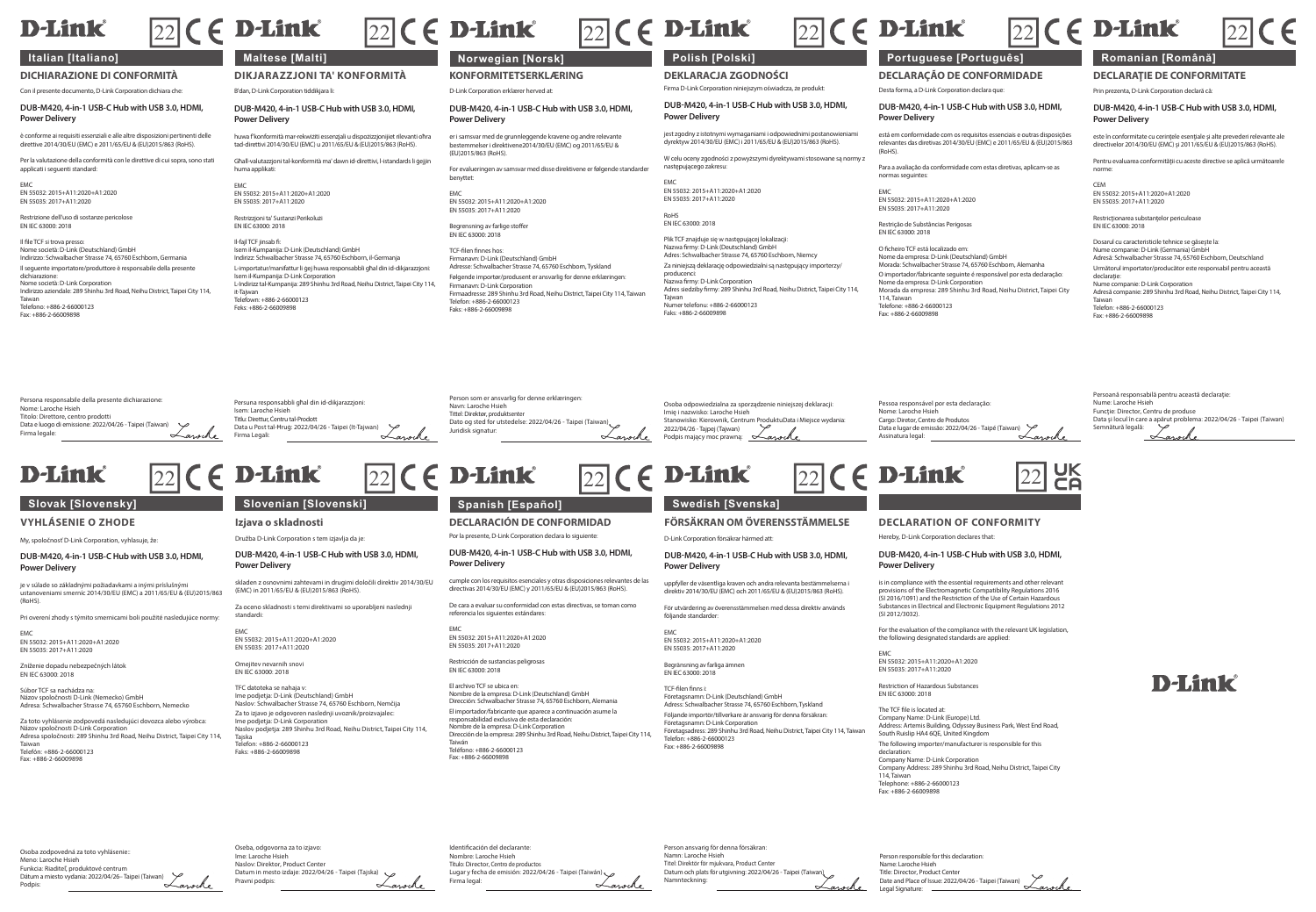# D-Link

## Italian [Italiano]

### DICHIARAZIONE DI CONFORMITÀ

Con il presente documento, D-Link Corporation dichiara che:

**DUB-M420, 4-in-1 USB-C Hub with USB 3.0, HDMI, Power Delivery**

è conforme ai requisiti essenziali e alle altre disposizioni pertinenti delle direttive 2014/30/EU (EMC) e 2011/65/EU & (EU)2015/863 (RoHS).

Per la valutazione della conformità con le direttive di cui sopra, sono stati applicati i seguenti standard:

EMC
EN 55032: 2015+A11:2020+A1:2020
EN 55035: 2017+A11:2020

Restrizione dell'uso di sostanze pericolose
EN IEC 63000: 2018

Il file TCF si trova presso:
Nome società: D-Link (Deutschland) GmbH
Indirizzo: Schwalbacher Strasse 74, 65760 Eschborn, Germania

Il seguente importatore/produttore è responsabile della presente dichiarazione:
Nome società: D-Link Corporation
Indirizzo aziendale: 289 Shinhu 3rd Road, Neihu District, Taipei City 114, Taiwan
Telefono: +886-2-66000123
Fax: +886-2-66009898

Persona responsabile della presente dichiarazione:
Nome: Laroche Hsieh
Titolo: Direttore, centro prodotti
Data e luogo di emissione: 2022/04/26 - Taipei (Taiwan)
Firma legale:

## Maltese [Malti]

### DIKJARAZZJONI TA' KONFORMITÀ

B'dan, D-Link Corporation tiddikjara li:

**DUB-M420, 4-in-1 USB-C Hub with USB 3.0, HDMI, Power Delivery**

huwa f'konformità mar-rekwiżiti essenzjali u dispożizzjonijiet rilevanti oħra tad-direttivi 2014/30/EU (EMC) u 2011/65/EU & (EU)2015/863 (RoHS).

Għall-valutazzjoni tal-konformità ma' dawn id-direttivi, l-istandards li ġejjin huma applikati:

EMC
EN 55032: 2015+A11:2020+A1:2020
EN 55035: 2017+A11:2020

Restrizzjoni ta' Sustanzi Perikolużi
EN IEC 63000: 2018

Il-fajl TCF jinsab fi:
Isem il-Kumpanija: D-Link (Deutschland) GmbH
Indirizz: Schwalbacher Strasse 74, 65760 Eschborn, il-Ġermanja

L-importatur/manifattur li ġej huwa responsabbli għal din id-dikjarazzjoni:
Isem il-Kumpanija: D-Link Corporation
L-Indirizz tal-Kumpanija: 289 Shinhu 3rd Road, Neihu District, Taipei City 114, it-Tajwan
Telefown: +886-2-66000123
Feks: +886-2-66009898

Persuna responsabbli għal din id-dikjarazzjoni:
Isem: Laroche Hsieh
Titlu: Direttur, Ċentru tal-Prodott
Data u Post tal-Ħruġ: 2022/04/26 - Taipei (It-Tajwan)
Firma Legali:

## Norwegian [Norsk]

### KONFORMITETSERKLÆRING

D-Link Corporation erklærer herved at:

**DUB-M420, 4-in-1 USB-C Hub with USB 3.0, HDMI, Power Delivery**

er i samsvar med de grunnleggende kravene og andre relevante bestemmelser i direktivene2014/30/EU (EMC) og 2011/65/EU & (EU)2015/863 (RoHS).

For evalueringen av samsvar med disse direktivene er følgende standarder benyttet:

EMC
EN 55032: 2015+A11:2020+A1:2020
EN 55035: 2017+A11:2020

Begrensning av farlige stoffer
EN IEC 63000: 2018

TCF-filen finnes hos:
Firmanavn: D-Link (Deutschland) GmbH
Adresse: Schwalbacher Strasse 74, 65760 Eschborn, Tyskland

Følgende importør/produsent er ansvarlig for denne erklæringen:
Firmanavn: D-Link Corporation
Firmaadresse: 289 Shinhu 3rd Road, Neihu District, Taipei City 114, Taiwan
Telefon: +886-2-66000123
Faks: +886-2-66009898

Person som er ansvarlig for denne erklæringen:
Navn: Laroche Hsieh
Tittel: Direktør, produktsenter
Dato og sted for utstedelse: 2022/04/26 - Taipei (Taiwan)
Juridisk signatur:

## Polish [Polski]

### DEKLARACJA ZGODNOŚCI

Firma D-Link Corporation niniejszym oświadcza, że produkt:

**DUB-M420, 4-in-1 USB-C Hub with USB 3.0, HDMI, Power Delivery**

jest zgodny z istotnymi wymaganiami i odpowiednimi postanowieniami dyrektyw 2014/30/EU (EMC) i 2011/65/EU & (EU)2015/863 (RoHS).

W celu oceny zgodności z powyższymi dyrektywami stosowane są normy z następującego zakresu:

EMC
EN 55032: 2015+A11:2020+A1:2020
EN 55035: 2017+A11:2020

RoHS
EN IEC 63000: 2018

Plik TCF znajduje się w następującej lokalizacji:
Nazwa firmy: D-Link (Deutschland) GmbH
Adres: Schwalbacher Strasse 74, 65760 Eschborn, Niemcy

Za niniejszą deklarację odpowiedzialni są następujący importerzy/producenci:
Nazwa firmy: D-Link Corporation
Adres siedziby firmy: 289 Shinhu 3rd Road, Neihu District, Taipei City 114, Tajwan
Numer telefonu: +886-2-66000123
Faks: +886-2-66009898

Osoba odpowiedzialna za sporządzenie niniejszej deklaracji:
Imię i nazwisko: Laroche Hsieh
Stanowisko: Kierownik, Centrum ProduktuData i Miejsce wydania: 2022/04/26 - Tajpej (Tajwan)
Podpis mający moc prawną:

## Portuguese [Português]

### DECLARAÇÃO DE CONFORMIDADE

Desta forma, a D-Link Corporation declara que:

**DUB-M420, 4-in-1 USB-C Hub with USB 3.0, HDMI, Power Delivery**

está em conformidade com os requisitos essenciais e outras disposições relevantes das diretivas 2014/30/EU (EMC) e 2011/65/EU & (EU)2015/863 (RoHS).

Para a avaliação da conformidade com estas diretivas, aplicam-se as normas seguintes:

EMC
EN 55032: 2015+A11:2020+A1:2020
EN 55035: 2017+A11:2020

Restrição de Substâncias Perigosas
EN IEC 63000: 2018

O ficheiro TCF está localizado em:
Nome da empresa: D-Link (Deutschland) GmbH
Morada: Schwalbacher Strasse 74, 65760 Eschborn, Alemanha

O importador/fabricante seguinte é responsável por esta declaração:
Nome da empresa: D-Link Corporation
Morada da empresa: 289 Shinhu 3rd Road, Neihu District, Taipei City 114, Taiwan
Telefone: +886-2-66000123
Fax: +886-2-66009898

Pessoa responsável por esta declaração:
Nome: Laroche Hsieh
Cargo: Diretor, Centro de Produtos
Data e lugar de emissão: 2022/04/26 - Taipé (Taiwan)
Assinatura legal:

## Romanian [Română]

### DECLARAȚIE DE CONFORMITATE

Prin prezenta, D-Link Corporation declară că:

**DUB-M420, 4-in-1 USB-C Hub with USB 3.0, HDMI, Power Delivery**

este în conformitate cu cerințele esențiale și alte prevederi relevante ale directivelor 2014/30/EU (EMC) și 2011/65/EU & (EU)2015/863 (RoHS).

Pentru evaluarea conformității cu aceste directive se aplică următoarele norme:

CEM
EN 55032: 2015+A11:2020+A1:2020
EN 55035: 2017+A11:2020

Restricționarea substanțelor periculoase
EN IEC 63000: 2018

Dosarul cu caracteristicile tehnice se găsește la:
Nume companie: D-Link (Germania) GmbH
Adresă: Schwalbacher Strasse 74, 65760 Eschborn, Deutschland

Următorul importator/producător este responsabil pentru această declarație:
Nume companie: D-Link Corporation
Adresă companie: 289 Shinhu 3rd Road, Neihu District, Taipei City 114, Taiwan
Telefon: +886-2-66000123
Fax: +886-2-66009898

Persoană responsabilă pentru această declarație:
Nume: Laroche Hsieh
Funcție: Director, Centru de produse
Data și locul în care a apărut problema: 2022/04/26 - Taipei (Taiwan)
Semnătură legală:

## Slovak [Slovensky]

### VYHLÁSENIE O ZHODE

My, spoločnosť D-Link Corporation, vyhlasuje, že:

**DUB-M420, 4-in-1 USB-C Hub with USB 3.0, HDMI, Power Delivery**

je v súlade so základnými požiadavkami a inými príslušnými ustanoveniami smerníc 2014/30/EU (EMC) a 2011/65/EU & (EU)2015/863 (RoHS).

Pri overení zhody s týmito smernicami boli použité nasledujúce normy:

EMC
EN 55032: 2015+A11:2020+A1:2020
EN 55035: 2017+A11:2020

Zníženie dopadu nebezpečných látok
EN IEC 63000: 2018

Súbor TCF sa nachádza na:
Názov spoločnosti: D-Link (Nemecko) GmbH
Adresa: Schwalbacher Strasse 74, 65760 Eschborn, Nemecko

Za toto vyhlásenie zodpovedá nasledujúci dovozca alebo výrobca:
Názov spoločnosti: D-Link Corporation
Adresa spoločnosti: 289 Shinhu 3rd Road, Neihu District, Taipei City 114, Taiwan
Telefón: +886-2-66000123
Fax: +886-2-66009898

Osoba zodpovedná za toto vyhlásenie:
Meno: Laroche Hsieh
Funkcia: Riaditeľ, produktové centrum
Dátum a miesto vydania: 2022/04/26 - Taipei (Taiwan)
Podpis:

## Slovenian [Slovenski]

### Izjava o skladnosti

Družba D-Link Corporation s tem izjavlja da je:

**DUB-M420, 4-in-1 USB-C Hub with USB 3.0, HDMI, Power Delivery**

skladen z osnovnimi zahtevami in drugimi določili direktiv 2014/30/EU (EMC) in 2011/65/EU & (EU)2015/863 (RoHS).

Za oceno skladnosti s temi direktivami so uporabljeni naslednji standardi:

EMC
EN 55032: 2015+A11:2020+A1:2020
EN 55035: 2017+A11:2020

Omejitev nevarnih snovi
EN IEC 63000: 2018

TCF datoteka se nahaja v:
Ime podjetja: D-Link (Deutschland) GmbH
Naslov: Schwalbacher Strasse 74, 65760 Eschborn, Nemčija

Za to izjavo je odgovoren naslednji uvoznik/proizvajalec:
Ime podjetja: D-Link Corporation
Naslov podjetja: 289 Shinhu 3rd Road, Neihu District, Taipei City 114, Tajska
Telefon: +886-2-66000123
Faks: +886-2-66009898

Oseba, odgovorna za to izjavo:
Ime: Laroche Hsieh
Naslov: Direktor, Product Center
Datum in mesto izdaje: 2022/04/26 - Taipei (Tajska)
Pravni podpis:

## Spanish [Español]

### DECLARACIÓN DE CONFORMIDAD

Por la presente, D-Link Corporation declara lo siguiente:

**DUB-M420, 4-in-1 USB-C Hub with USB 3.0, HDMI, Power Delivery**

cumple con los requisitos esenciales y otras disposiciones relevantes de las directivas 2014/30/EU (EMC) y 2011/65/EU & (EU)2015/863 (RoHS).

De cara a evaluar su conformidad con estas directivas, se toman como referencia los siguientes estándares:

EMC
EN 55032: 2015+A11:2020+A1:2020
EN 55035: 2017+A11:2020

Restricción de sustancias peligrosas
EN IEC 63000: 2018

El archivo TCF se ubica en:
Nombre de la empresa: D-Link (Deutschland) GmbH
Dirección: Schwalbacher Strasse 74, 65760 Eschborn, Alemania

El importador/fabricante que aparece a continuación asume la responsabilidad exclusiva de esta declaración:
Nombre de la empresa: D-Link Corporation
Dirección de la empresa: 289 Shinhu 3rd Road, Neihu District, Taipei City 114, Taiwán
Teléfono: +886-2-66000123
Fax: +886-2-66009898

Identificación del declarante:
Nombre: Laroche Hsieh
Título: Director, Centro de productos
Lugar y fecha de emisión: 2022/04/26 - Taipei (Taiwán)
Firma legal:

## Swedish [Svenska]

### FÖRSÄKRAN OM ÖVERENSSTÄMMELSE

D-Link Corporation försäkrar härmed att:

**DUB-M420, 4-in-1 USB-C Hub with USB 3.0, HDMI, Power Delivery**

uppfyller de väsentliga kraven och andra relevanta bestämmelserna i direktiv 2014/30/EU (EMC) och 2011/65/EU & (EU)2015/863 (RoHS).

För utvärdering av överensstämmelsen med dessa direktiv används följande standarder:

EMC
EN 55032: 2015+A11:2020+A1:2020
EN 55035: 2017+A11:2020

Begränsning av farliga ämnen
EN IEC 63000: 2018

TCF-filen finns i:
Företagsnamn: D-Link (Deutschland) GmbH
Adress: Schwalbacher Strasse 74, 65760 Eschborn, Tyskland

Följande importör/tillverkare är ansvarig för denna försäkran:
Företagsnamn: D-Link Corporation
Företagsadress: 289 Shinhu 3rd Road, Neihu District, Taipei City 114, Taiwan
Telefon: +886-2-66000123
Fax: +886-2-66009898

Person ansvarig för denna försäkran:
Namn: Laroche Hsieh
Titel: Direktör för mjukvara, Product Center
Datum och plats för utgivning: 2022/04/26 - Taipei (Taiwan)
Namnteckning:

## DECLARATION OF CONFORMITY

Hereby, D-Link Corporation declares that:

**DUB-M420, 4-in-1 USB-C Hub with USB 3.0, HDMI, Power Delivery**

is in compliance with the essential requirements and other relevant provisions of the Electromagnetic Compatibility Regulations 2016 (SI 2016/1091) and the Restriction of the Use of Certain Hazardous Substances in Electrical and Electronic Equipment Regulations 2012 (SI 2012/3032).

For the evaluation of the compliance with the relevant UK legislation, the following designated standards are applied:

EMC
EN 55032: 2015+A11:2020+A1:2020
EN 55035: 2017+A11:2020

Restriction of Hazardous Substances
EN IEC 63000: 2018

The TCF file is located at:
Company Name: D-Link (Europe) Ltd.
Address: Artemis Building, Odyssey Business Park, West End Road, South Ruislip HA4 6QE, United Kingdom

The following importer/manufacturer is responsible for this declaration:
Company Name: D-Link Corporation
Company Address: 289 Shinhu 3rd Road, Neihu District, Taipei City 114, Taiwan
Telephone: +886-2-66000123
Fax: +886-2-66009898

Person responsible for this declaration:
Name: Laroche Hsieh
Title: Director, Product Center
Date and Place of Issue: 2022/04/26 - Taipei (Taiwan)
Legal Signature:

D-Link